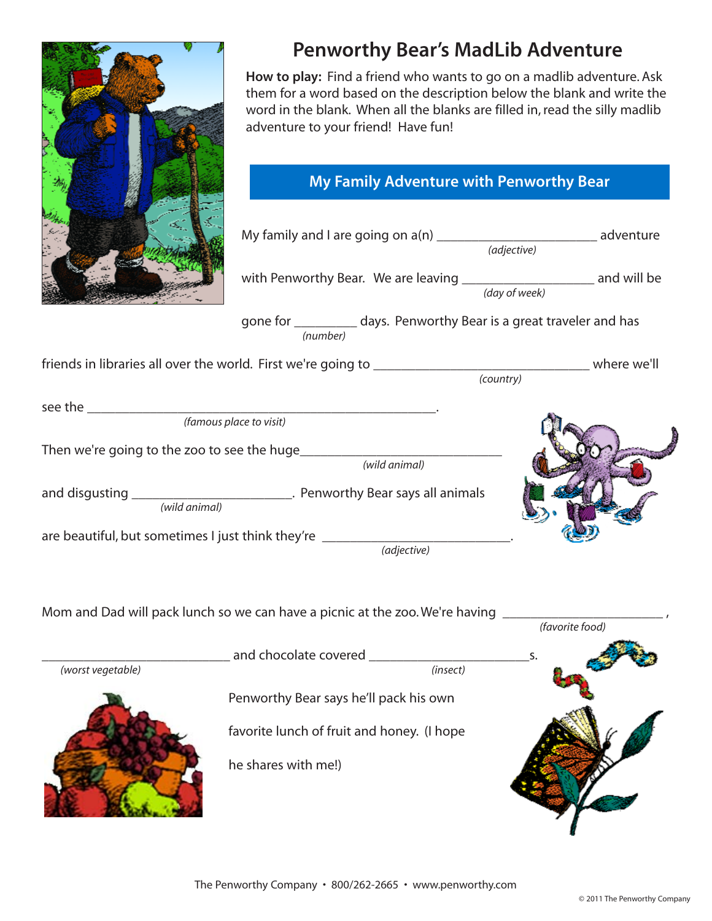# Penworthy Bear's MadLib Adventure

**How to play:** Find a friend who wants to go on a madlib adventure. Ask them for a word based on the description below the blank and write the word in the blank. When all the blanks are filled in, read the silly madlib adventure to your friend! Have fun!

## My Family Adventure with Penworthy Bear

My family and I are going on a(n) ________________________ adventure
*(adjective)*

with Penworthy Bear. We are leaving ____________________ and will be
*(day of week)*

gone for _________ days. Penworthy Bear is a great traveler and has
*(number)*

friends in libraries all over the world. First we're going to ________________________________ where we'll
*(country)*

see the ____________________________________________________.
*(famous place to visit)*

Then we're going to the zoo to see the huge______________________________
*(wild animal)*

and disgusting ________________________. Penworthy Bear says all animals
*(wild animal)*

are beautiful, but sometimes I just think they're ____________________________.
*(adjective)*

Mom and Dad will pack lunch so we can have a picnic at the zoo. We're having ________________________,
*(favorite food)*

____________________________ and chocolate covered ________________________s.
*(worst vegetable)* *(insect)*

Penworthy Bear says he'll pack his own favorite lunch of fruit and honey. (I hope he shares with me!)

The Penworthy Company • 800/262-2665 • www.penworthy.com

© 2011 The Penworthy Company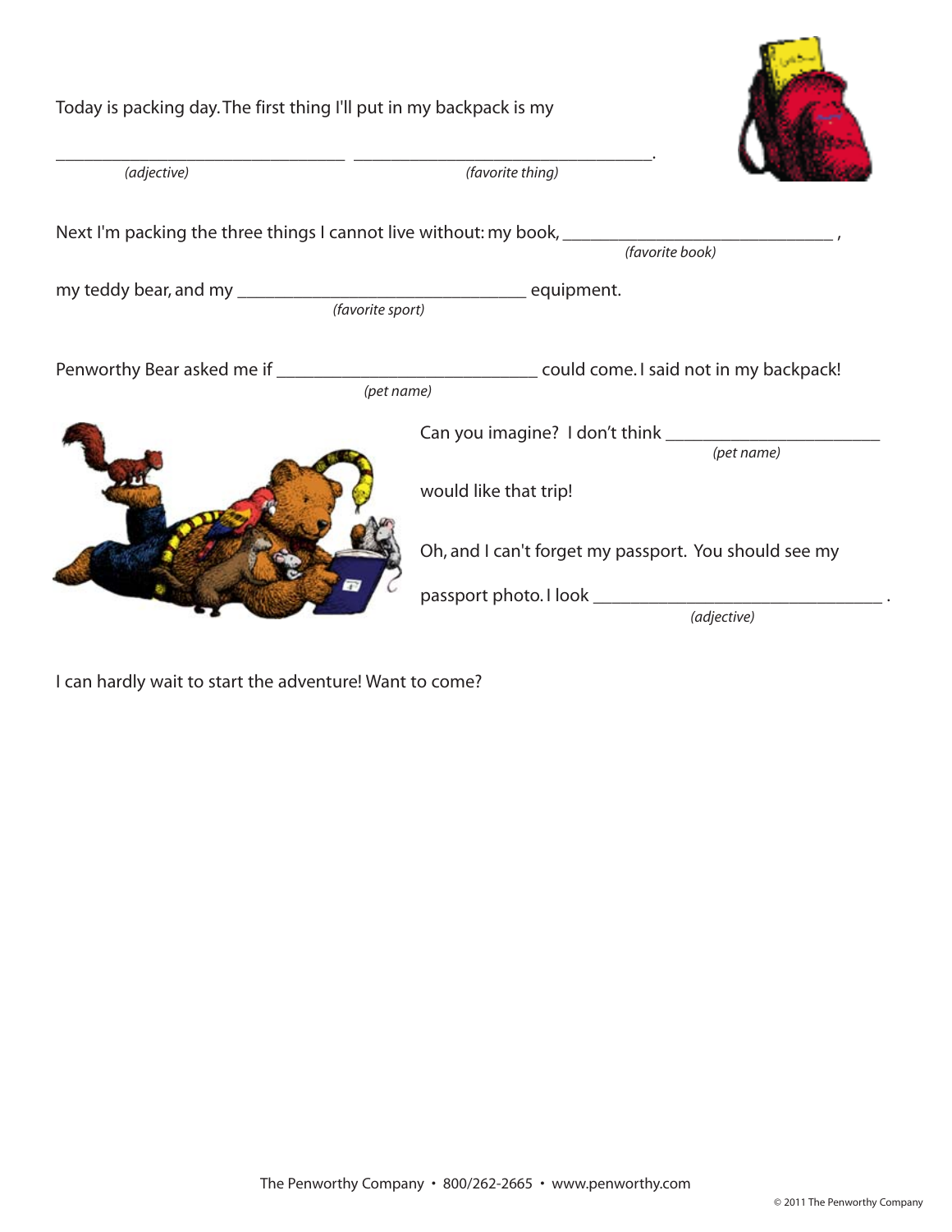Today is packing day. The first thing I'll put in my backpack is my

_______________________________ _______________________________.
*(adjective)* *(favorite thing)*

Next I'm packing the three things I cannot live without: my book, _______________________________ ,
*(favorite book)*

my teddy bear, and my _______________________________ equipment.
*(favorite sport)*

Penworthy Bear asked me if _______________________________ could come. I said not in my backpack!
*(pet name)*

Can you imagine? I don't think _______________________________
*(pet name)*

would like that trip!

Oh, and I can't forget my passport. You should see my

passport photo. I look _______________________________ .
*(adjective)*

I can hardly wait to start the adventure! Want to come?

The Penworthy Company • 800/262-2665 • www.penworthy.com

© 2011 The Penworthy Company